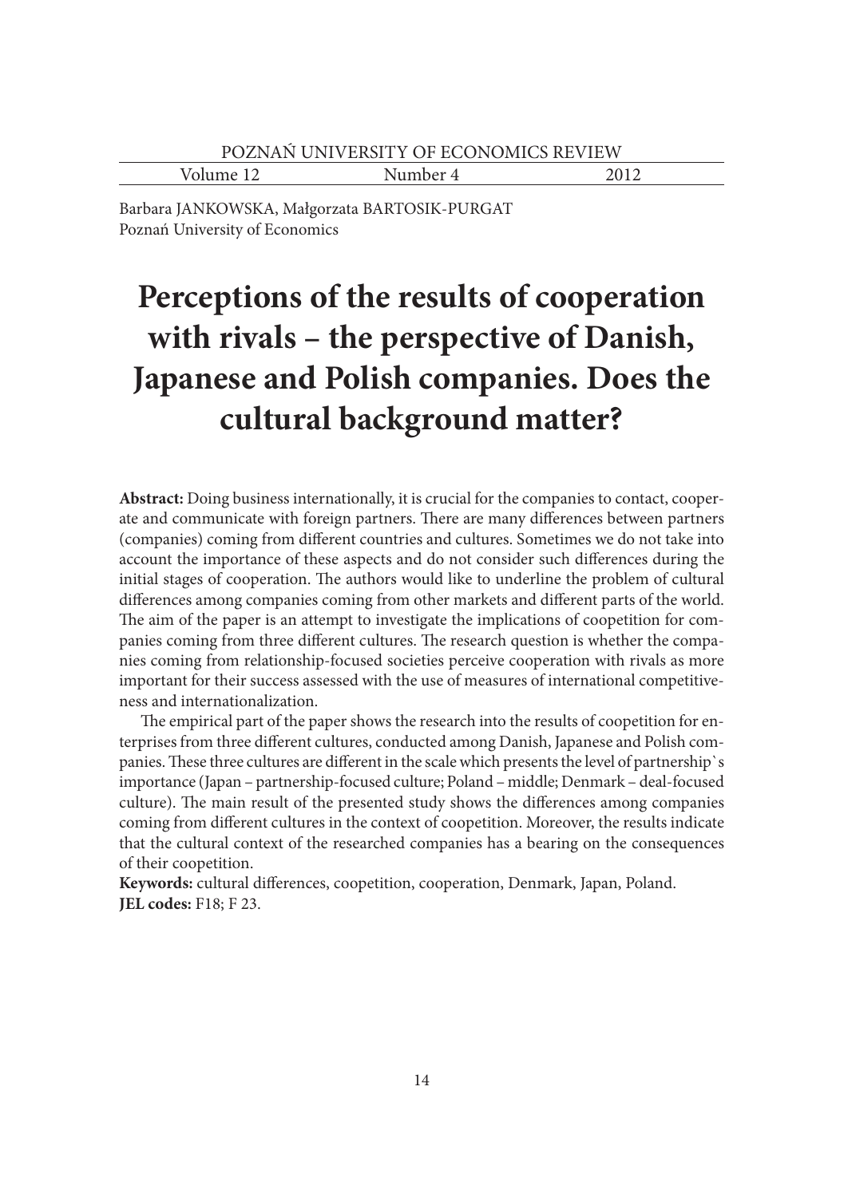Barbara JANKOWSKA, Małgorzata BARTOSIK-PURGAT
Poznań University of Economics

# Perceptions of the results of cooperation with rivals – the perspective of Danish, Japanese and Polish companies. Does the cultural background matter?

**Abstract:** Doing business internationally, it is crucial for the companies to contact, cooperate and communicate with foreign partners. There are many differences between partners (companies) coming from different countries and cultures. Sometimes we do not take into account the importance of these aspects and do not consider such differences during the initial stages of cooperation. The authors would like to underline the problem of cultural differences among companies coming from other markets and different parts of the world. The aim of the paper is an attempt to investigate the implications of coopetition for companies coming from three different cultures. The research question is whether the companies coming from relationship-focused societies perceive cooperation with rivals as more important for their success assessed with the use of measures of international competitiveness and internationalization.

The empirical part of the paper shows the research into the results of coopetition for enterprises from three different cultures, conducted among Danish, Japanese and Polish companies. These three cultures are different in the scale which presents the level of partnership`s importance (Japan – partnership-focused culture; Poland – middle; Denmark – deal-focused culture). The main result of the presented study shows the differences among companies coming from different cultures in the context of coopetition. Moreover, the results indicate that the cultural context of the researched companies has a bearing on the consequences of their coopetition.

**Keywords:** cultural differences, coopetition, cooperation, Denmark, Japan, Poland.
**JEL codes:** F18; F 23.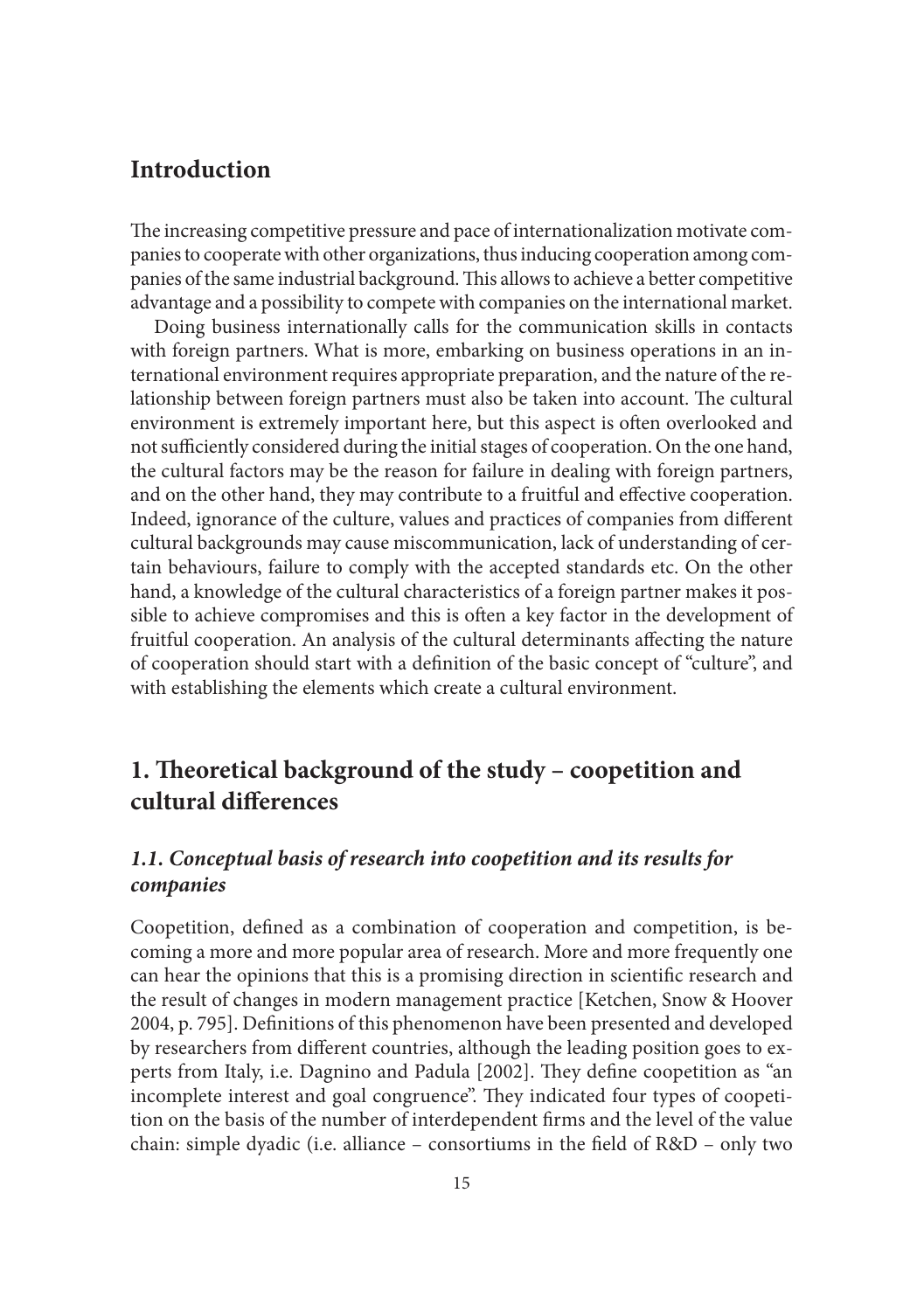## Introduction

The increasing competitive pressure and pace of internationalization motivate companies to cooperate with other organizations, thus inducing cooperation among companies of the same industrial background. This allows to achieve a better competitive advantage and a possibility to compete with companies on the international market.

Doing business internationally calls for the communication skills in contacts with foreign partners. What is more, embarking on business operations in an international environment requires appropriate preparation, and the nature of the relationship between foreign partners must also be taken into account. The cultural environment is extremely important here, but this aspect is often overlooked and not sufficiently considered during the initial stages of cooperation. On the one hand, the cultural factors may be the reason for failure in dealing with foreign partners, and on the other hand, they may contribute to a fruitful and effective cooperation. Indeed, ignorance of the culture, values and practices of companies from different cultural backgrounds may cause miscommunication, lack of understanding of certain behaviours, failure to comply with the accepted standards etc. On the other hand, a knowledge of the cultural characteristics of a foreign partner makes it possible to achieve compromises and this is often a key factor in the development of fruitful cooperation. An analysis of the cultural determinants affecting the nature of cooperation should start with a definition of the basic concept of "culture", and with establishing the elements which create a cultural environment.

## 1. Theoretical background of the study – coopetition and cultural differences

### *1.1. Conceptual basis of research into coopetition and its results for companies*

Coopetition, defined as a combination of cooperation and competition, is becoming a more and more popular area of research. More and more frequently one can hear the opinions that this is a promising direction in scientific research and the result of changes in modern management practice [Ketchen, Snow & Hoover 2004, p. 795]. Definitions of this phenomenon have been presented and developed by researchers from different countries, although the leading position goes to experts from Italy, i.e. Dagnino and Padula [2002]. They define coopetition as "an incomplete interest and goal congruence". They indicated four types of coopetition on the basis of the number of interdependent firms and the level of the value chain: simple dyadic (i.e. alliance – consortiums in the field of R&D – only two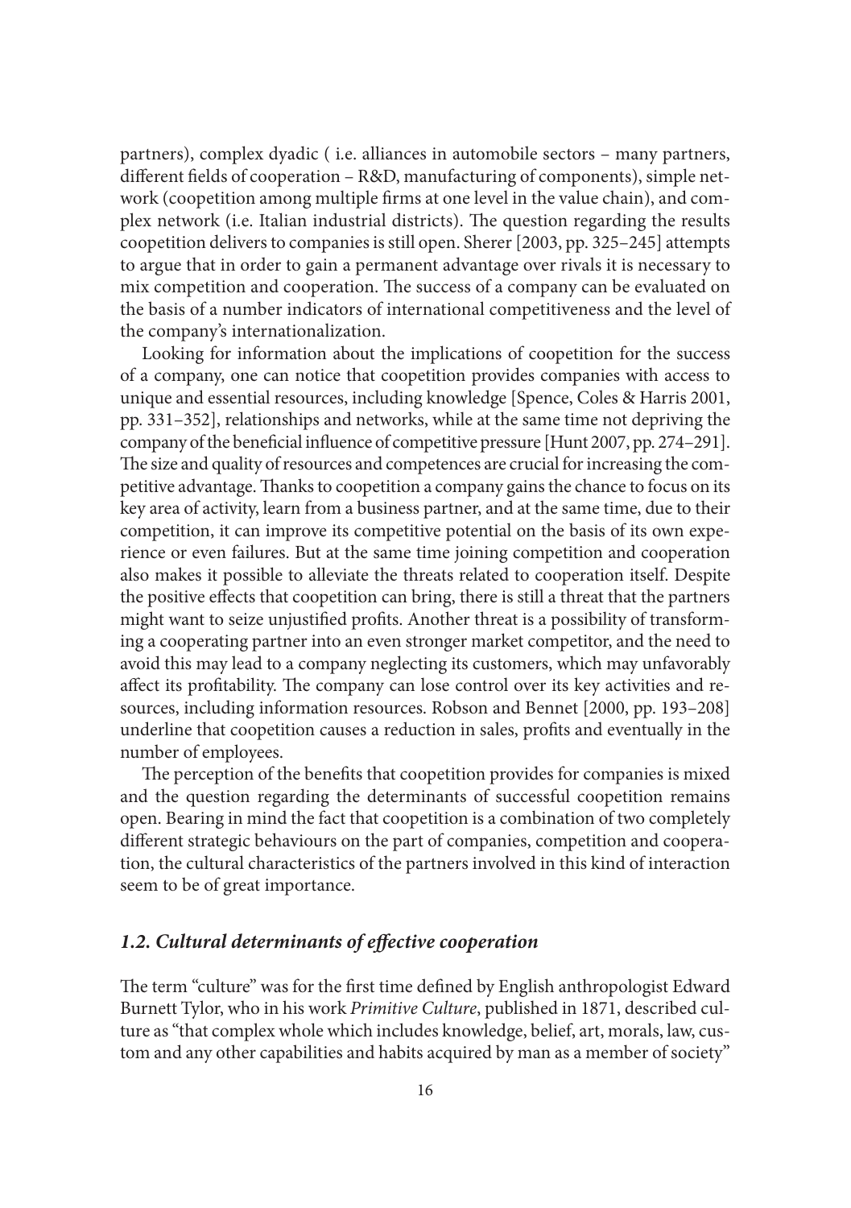partners), complex dyadic ( i.e. alliances in automobile sectors – many partners, different fields of cooperation – R&D, manufacturing of components), simple network (coopetition among multiple firms at one level in the value chain), and complex network (i.e. Italian industrial districts). The question regarding the results coopetition delivers to companies is still open. Sherer [2003, pp. 325–245] attempts to argue that in order to gain a permanent advantage over rivals it is necessary to mix competition and cooperation. The success of a company can be evaluated on the basis of a number indicators of international competitiveness and the level of the company's internationalization.

Looking for information about the implications of coopetition for the success of a company, one can notice that coopetition provides companies with access to unique and essential resources, including knowledge [Spence, Coles & Harris 2001, pp. 331–352], relationships and networks, while at the same time not depriving the company of the beneficial influence of competitive pressure [Hunt 2007, pp. 274–291]. The size and quality of resources and competences are crucial for increasing the competitive advantage. Thanks to coopetition a company gains the chance to focus on its key area of activity, learn from a business partner, and at the same time, due to their competition, it can improve its competitive potential on the basis of its own experience or even failures. But at the same time joining competition and cooperation also makes it possible to alleviate the threats related to cooperation itself. Despite the positive effects that coopetition can bring, there is still a threat that the partners might want to seize unjustified profits. Another threat is a possibility of transforming a cooperating partner into an even stronger market competitor, and the need to avoid this may lead to a company neglecting its customers, which may unfavorably affect its profitability. The company can lose control over its key activities and resources, including information resources. Robson and Bennet [2000, pp. 193–208] underline that coopetition causes a reduction in sales, profits and eventually in the number of employees.

The perception of the benefits that coopetition provides for companies is mixed and the question regarding the determinants of successful coopetition remains open. Bearing in mind the fact that coopetition is a combination of two completely different strategic behaviours on the part of companies, competition and cooperation, the cultural characteristics of the partners involved in this kind of interaction seem to be of great importance.

### *1.2. Cultural determinants of effective cooperation*

The term "culture" was for the first time defined by English anthropologist Edward Burnett Tylor, who in his work *Primitive Culture*, published in 1871, described culture as "that complex whole which includes knowledge, belief, art, morals, law, custom and any other capabilities and habits acquired by man as a member of society"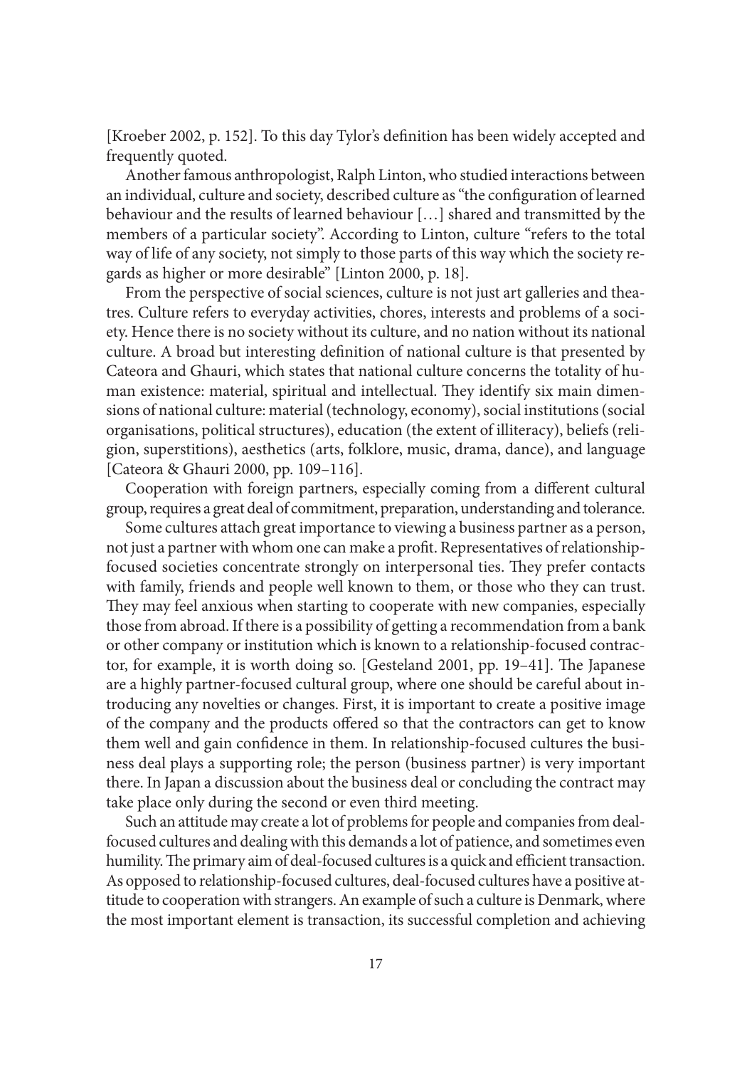[Kroeber 2002, p. 152]. To this day Tylor's definition has been widely accepted and frequently quoted.

Another famous anthropologist, Ralph Linton, who studied interactions between an individual, culture and society, described culture as "the configuration of learned behaviour and the results of learned behaviour […] shared and transmitted by the members of a particular society". According to Linton, culture "refers to the total way of life of any society, not simply to those parts of this way which the society regards as higher or more desirable" [Linton 2000, p. 18].

From the perspective of social sciences, culture is not just art galleries and theatres. Culture refers to everyday activities, chores, interests and problems of a society. Hence there is no society without its culture, and no nation without its national culture. A broad but interesting definition of national culture is that presented by Cateora and Ghauri, which states that national culture concerns the totality of human existence: material, spiritual and intellectual. They identify six main dimensions of national culture: material (technology, economy), social institutions (social organisations, political structures), education (the extent of illiteracy), beliefs (religion, superstitions), aesthetics (arts, folklore, music, drama, dance), and language [Cateora & Ghauri 2000, pp. 109–116].

Cooperation with foreign partners, especially coming from a different cultural group, requires a great deal of commitment, preparation, understanding and tolerance.

Some cultures attach great importance to viewing a business partner as a person, not just a partner with whom one can make a profit. Representatives of relationship-focused societies concentrate strongly on interpersonal ties. They prefer contacts with family, friends and people well known to them, or those who they can trust. They may feel anxious when starting to cooperate with new companies, especially those from abroad. If there is a possibility of getting a recommendation from a bank or other company or institution which is known to a relationship-focused contractor, for example, it is worth doing so. [Gesteland 2001, pp. 19–41]. The Japanese are a highly partner-focused cultural group, where one should be careful about introducing any novelties or changes. First, it is important to create a positive image of the company and the products offered so that the contractors can get to know them well and gain confidence in them. In relationship-focused cultures the business deal plays a supporting role; the person (business partner) is very important there. In Japan a discussion about the business deal or concluding the contract may take place only during the second or even third meeting.

Such an attitude may create a lot of problems for people and companies from deal-focused cultures and dealing with this demands a lot of patience, and sometimes even humility. The primary aim of deal-focused cultures is a quick and efficient transaction. As opposed to relationship-focused cultures, deal-focused cultures have a positive attitude to cooperation with strangers. An example of such a culture is Denmark, where the most important element is transaction, its successful completion and achieving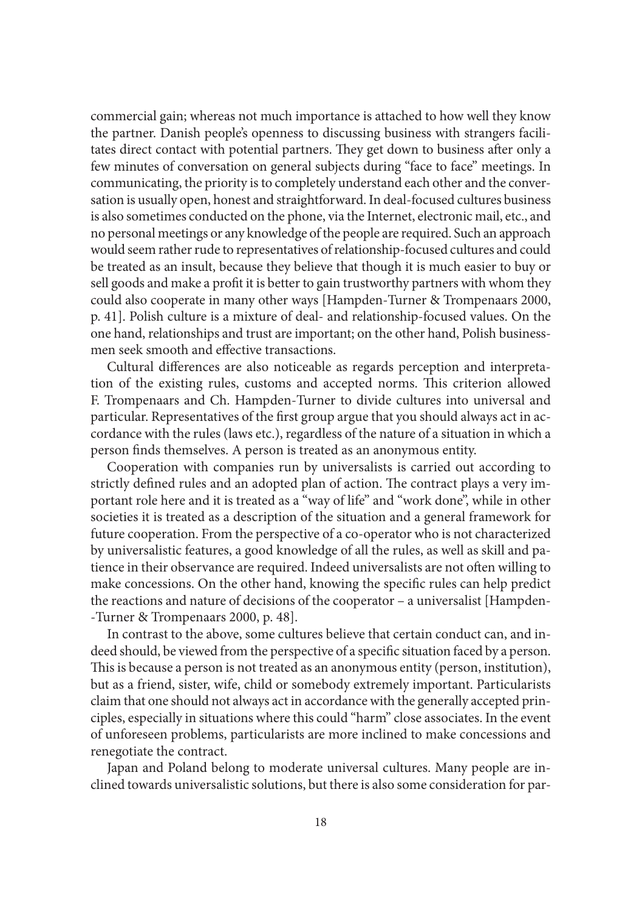commercial gain; whereas not much importance is attached to how well they know the partner. Danish people's openness to discussing business with strangers facilitates direct contact with potential partners. They get down to business after only a few minutes of conversation on general subjects during "face to face" meetings. In communicating, the priority is to completely understand each other and the conversation is usually open, honest and straightforward. In deal-focused cultures business is also sometimes conducted on the phone, via the Internet, electronic mail, etc., and no personal meetings or any knowledge of the people are required. Such an approach would seem rather rude to representatives of relationship-focused cultures and could be treated as an insult, because they believe that though it is much easier to buy or sell goods and make a profit it is better to gain trustworthy partners with whom they could also cooperate in many other ways [Hampden-Turner & Trompenaars 2000, p. 41]. Polish culture is a mixture of deal- and relationship-focused values. On the one hand, relationships and trust are important; on the other hand, Polish businessmen seek smooth and effective transactions.

Cultural differences are also noticeable as regards perception and interpretation of the existing rules, customs and accepted norms. This criterion allowed F. Trompenaars and Ch. Hampden-Turner to divide cultures into universal and particular. Representatives of the first group argue that you should always act in accordance with the rules (laws etc.), regardless of the nature of a situation in which a person finds themselves. A person is treated as an anonymous entity.

Cooperation with companies run by universalists is carried out according to strictly defined rules and an adopted plan of action. The contract plays a very important role here and it is treated as a "way of life" and "work done", while in other societies it is treated as a description of the situation and a general framework for future cooperation. From the perspective of a co-operator who is not characterized by universalistic features, a good knowledge of all the rules, as well as skill and patience in their observance are required. Indeed universalists are not often willing to make concessions. On the other hand, knowing the specific rules can help predict the reactions and nature of decisions of the cooperator – a universalist [Hampden-Turner & Trompenaars 2000, p. 48].

In contrast to the above, some cultures believe that certain conduct can, and indeed should, be viewed from the perspective of a specific situation faced by a person. This is because a person is not treated as an anonymous entity (person, institution), but as a friend, sister, wife, child or somebody extremely important. Particularists claim that one should not always act in accordance with the generally accepted principles, especially in situations where this could "harm" close associates. In the event of unforeseen problems, particularists are more inclined to make concessions and renegotiate the contract.

Japan and Poland belong to moderate universal cultures. Many people are inclined towards universalistic solutions, but there is also some consideration for par-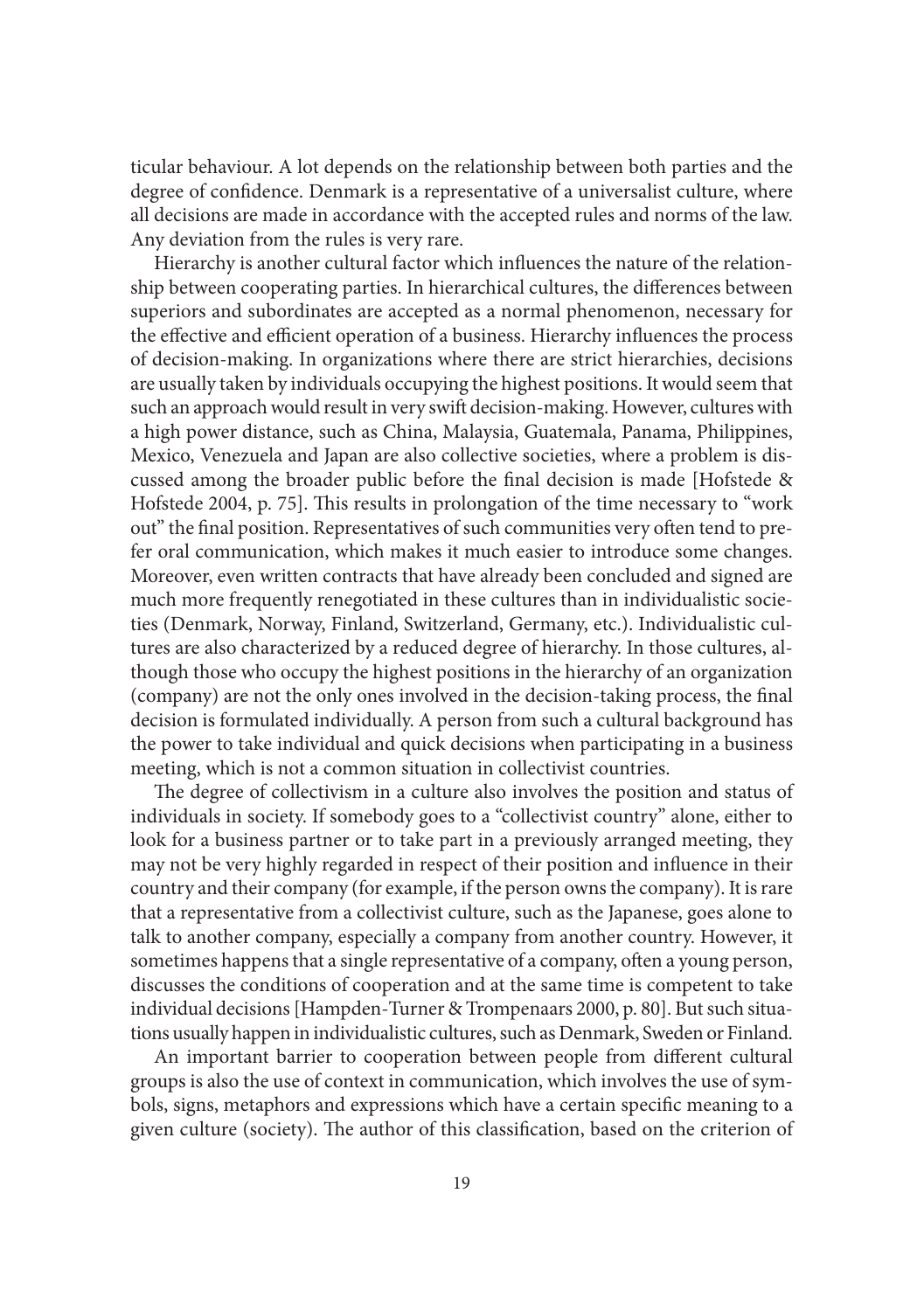ticular behaviour. A lot depends on the relationship between both parties and the degree of confidence. Denmark is a representative of a universalist culture, where all decisions are made in accordance with the accepted rules and norms of the law. Any deviation from the rules is very rare.

Hierarchy is another cultural factor which influences the nature of the relationship between cooperating parties. In hierarchical cultures, the differences between superiors and subordinates are accepted as a normal phenomenon, necessary for the effective and efficient operation of a business. Hierarchy influences the process of decision-making. In organizations where there are strict hierarchies, decisions are usually taken by individuals occupying the highest positions. It would seem that such an approach would result in very swift decision-making. However, cultures with a high power distance, such as China, Malaysia, Guatemala, Panama, Philippines, Mexico, Venezuela and Japan are also collective societies, where a problem is discussed among the broader public before the final decision is made [Hofstede & Hofstede 2004, p. 75]. This results in prolongation of the time necessary to "work out" the final position. Representatives of such communities very often tend to prefer oral communication, which makes it much easier to introduce some changes. Moreover, even written contracts that have already been concluded and signed are much more frequently renegotiated in these cultures than in individualistic societies (Denmark, Norway, Finland, Switzerland, Germany, etc.). Individualistic cultures are also characterized by a reduced degree of hierarchy. In those cultures, although those who occupy the highest positions in the hierarchy of an organization (company) are not the only ones involved in the decision-taking process, the final decision is formulated individually. A person from such a cultural background has the power to take individual and quick decisions when participating in a business meeting, which is not a common situation in collectivist countries.

The degree of collectivism in a culture also involves the position and status of individuals in society. If somebody goes to a "collectivist country" alone, either to look for a business partner or to take part in a previously arranged meeting, they may not be very highly regarded in respect of their position and influence in their country and their company (for example, if the person owns the company). It is rare that a representative from a collectivist culture, such as the Japanese, goes alone to talk to another company, especially a company from another country. However, it sometimes happens that a single representative of a company, often a young person, discusses the conditions of cooperation and at the same time is competent to take individual decisions [Hampden-Turner & Trompenaars 2000, p. 80]. But such situations usually happen in individualistic cultures, such as Denmark, Sweden or Finland.

An important barrier to cooperation between people from different cultural groups is also the use of context in communication, which involves the use of symbols, signs, metaphors and expressions which have a certain specific meaning to a given culture (society). The author of this classification, based on the criterion of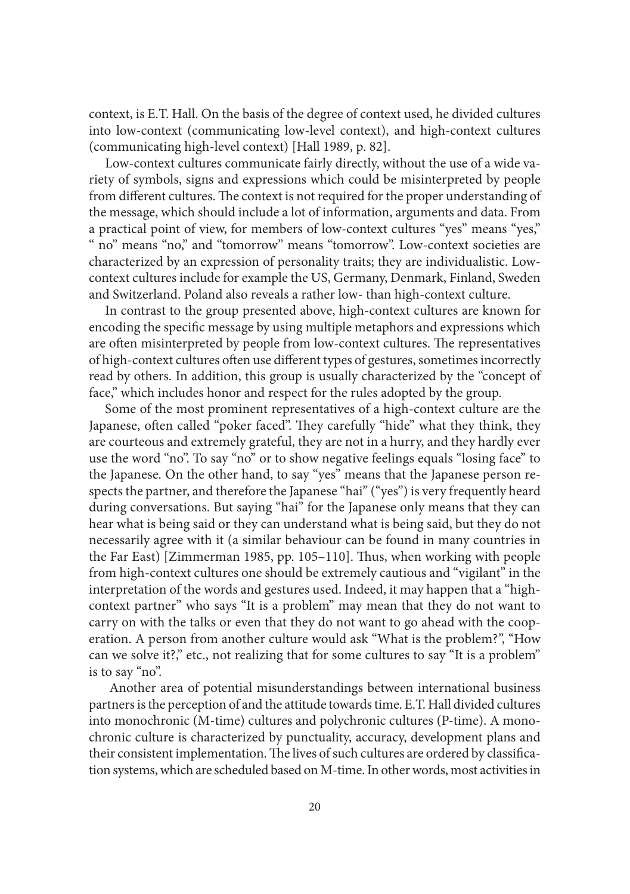context, is E.T. Hall. On the basis of the degree of context used, he divided cultures into low-context (communicating low-level context), and high-context cultures (communicating high-level context) [Hall 1989, p. 82].

Low-context cultures communicate fairly directly, without the use of a wide variety of symbols, signs and expressions which could be misinterpreted by people from different cultures. The context is not required for the proper understanding of the message, which should include a lot of information, arguments and data. From a practical point of view, for members of low-context cultures "yes" means "yes," " no" means "no," and "tomorrow" means "tomorrow". Low-context societies are characterized by an expression of personality traits; they are individualistic. Low-context cultures include for example the US, Germany, Denmark, Finland, Sweden and Switzerland. Poland also reveals a rather low- than high-context culture.

In contrast to the group presented above, high-context cultures are known for encoding the specific message by using multiple metaphors and expressions which are often misinterpreted by people from low-context cultures. The representatives of high-context cultures often use different types of gestures, sometimes incorrectly read by others. In addition, this group is usually characterized by the "concept of face," which includes honor and respect for the rules adopted by the group.

Some of the most prominent representatives of a high-context culture are the Japanese, often called "poker faced". They carefully "hide" what they think, they are courteous and extremely grateful, they are not in a hurry, and they hardly ever use the word "no". To say "no" or to show negative feelings equals "losing face" to the Japanese. On the other hand, to say "yes" means that the Japanese person respects the partner, and therefore the Japanese "hai" ("yes") is very frequently heard during conversations. But saying "hai" for the Japanese only means that they can hear what is being said or they can understand what is being said, but they do not necessarily agree with it (a similar behaviour can be found in many countries in the Far East) [Zimmerman 1985, pp. 105–110]. Thus, when working with people from high-context cultures one should be extremely cautious and "vigilant" in the interpretation of the words and gestures used. Indeed, it may happen that a "high-context partner" who says "It is a problem" may mean that they do not want to carry on with the talks or even that they do not want to go ahead with the cooperation. A person from another culture would ask "What is the problem?", "How can we solve it?," etc., not realizing that for some cultures to say "It is a problem" is to say "no".

Another area of potential misunderstandings between international business partners is the perception of and the attitude towards time. E.T. Hall divided cultures into monochronic (M-time) cultures and polychronic cultures (P-time). A monochronic culture is characterized by punctuality, accuracy, development plans and their consistent implementation. The lives of such cultures are ordered by classification systems, which are scheduled based on M-time. In other words, most activities in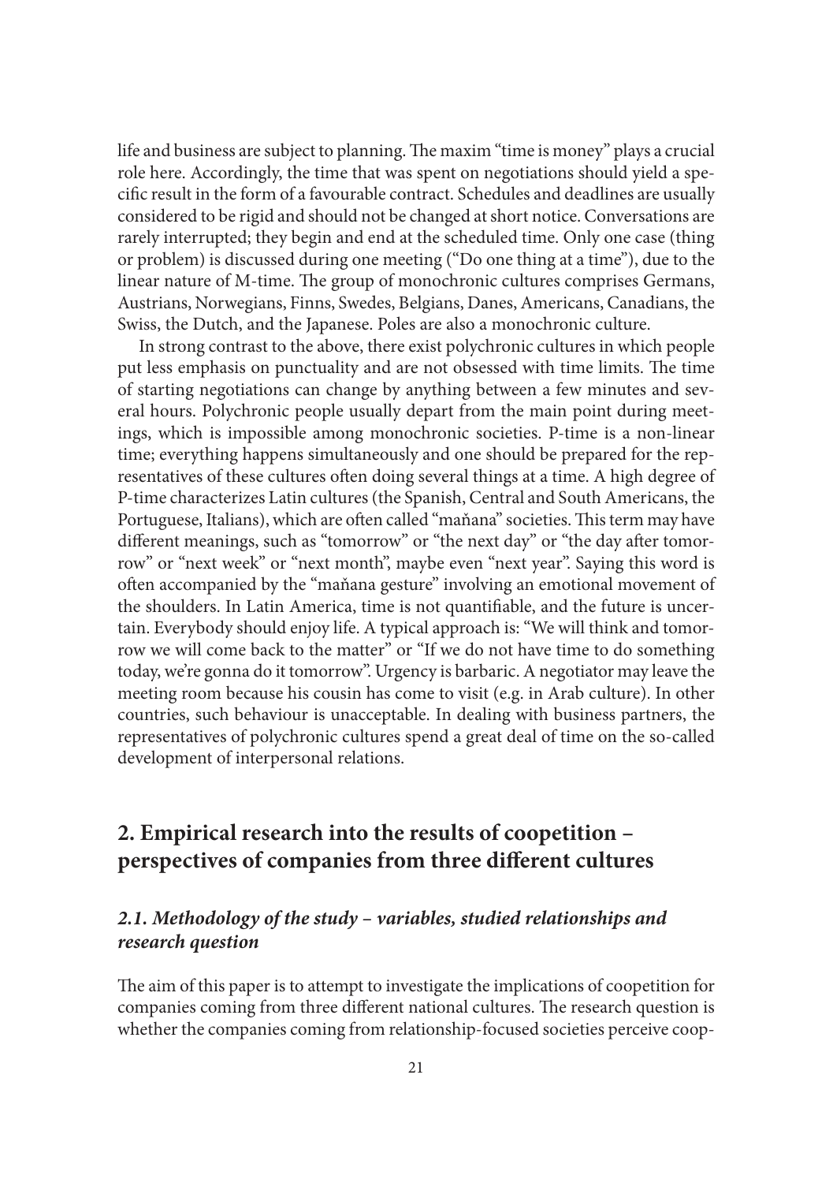life and business are subject to planning. The maxim "time is money" plays a crucial role here. Accordingly, the time that was spent on negotiations should yield a specific result in the form of a favourable contract. Schedules and deadlines are usually considered to be rigid and should not be changed at short notice. Conversations are rarely interrupted; they begin and end at the scheduled time. Only one case (thing or problem) is discussed during one meeting ("Do one thing at a time"), due to the linear nature of M-time. The group of monochronic cultures comprises Germans, Austrians, Norwegians, Finns, Swedes, Belgians, Danes, Americans, Canadians, the Swiss, the Dutch, and the Japanese. Poles are also a monochronic culture.

In strong contrast to the above, there exist polychronic cultures in which people put less emphasis on punctuality and are not obsessed with time limits. The time of starting negotiations can change by anything between a few minutes and several hours. Polychronic people usually depart from the main point during meetings, which is impossible among monochronic societies. P-time is a non-linear time; everything happens simultaneously and one should be prepared for the representatives of these cultures often doing several things at a time. A high degree of P-time characterizes Latin cultures (the Spanish, Central and South Americans, the Portuguese, Italians), which are often called "maňana" societies. This term may have different meanings, such as "tomorrow" or "the next day" or "the day after tomorrow" or "next week" or "next month", maybe even "next year". Saying this word is often accompanied by the "maňana gesture" involving an emotional movement of the shoulders. In Latin America, time is not quantifiable, and the future is uncertain. Everybody should enjoy life. A typical approach is: "We will think and tomorrow we will come back to the matter" or "If we do not have time to do something today, we're gonna do it tomorrow". Urgency is barbaric. A negotiator may leave the meeting room because his cousin has come to visit (e.g. in Arab culture). In other countries, such behaviour is unacceptable. In dealing with business partners, the representatives of polychronic cultures spend a great deal of time on the so-called development of interpersonal relations.

## 2. Empirical research into the results of coopetition – perspectives of companies from three different cultures

### *2.1. Methodology of the study – variables, studied relationships and research question*

The aim of this paper is to attempt to investigate the implications of coopetition for companies coming from three different national cultures. The research question is whether the companies coming from relationship-focused societies perceive coop-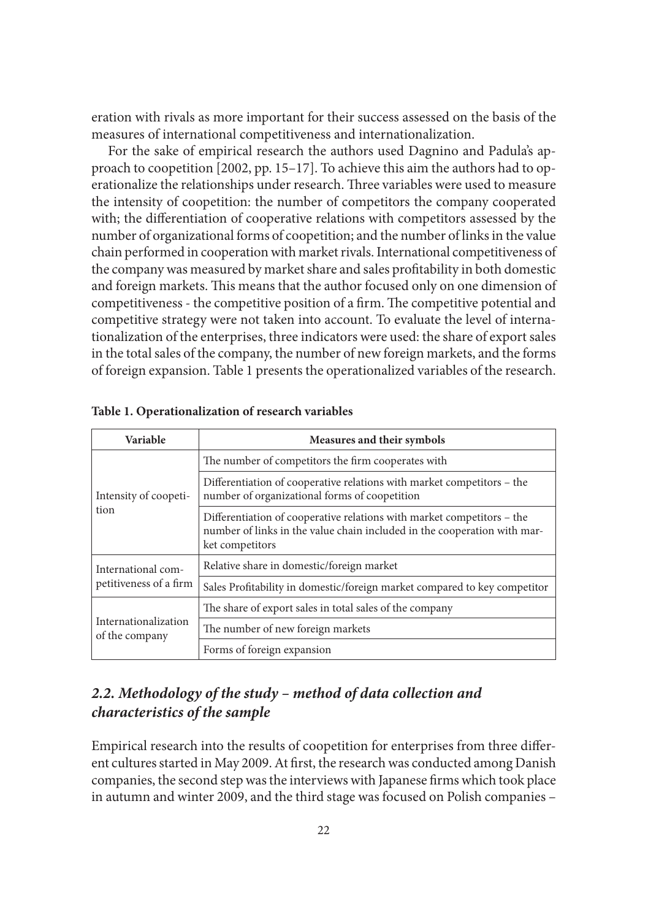eration with rivals as more important for their success assessed on the basis of the measures of international competitiveness and internationalization.

For the sake of empirical research the authors used Dagnino and Padula's approach to coopetition [2002, pp. 15–17]. To achieve this aim the authors had to operationalize the relationships under research. Three variables were used to measure the intensity of coopetition: the number of competitors the company cooperated with; the differentiation of cooperative relations with competitors assessed by the number of organizational forms of coopetition; and the number of links in the value chain performed in cooperation with market rivals. International competitiveness of the company was measured by market share and sales profitability in both domestic and foreign markets. This means that the author focused only on one dimension of competitiveness - the competitive position of a firm. The competitive potential and competitive strategy were not taken into account. To evaluate the level of internationalization of the enterprises, three indicators were used: the share of export sales in the total sales of the company, the number of new foreign markets, and the forms of foreign expansion. Table 1 presents the operationalized variables of the research.

**Table 1. Operationalization of research variables**

| Variable | Measures and their symbols |
| --- | --- |
| Intensity of coopetition | The number of competitors the firm cooperates with |
| | Differentiation of cooperative relations with market competitors – the number of organizational forms of coopetition |
| | Differentiation of cooperative relations with market competitors – the number of links in the value chain included in the cooperation with market competitors |
| International competitiveness of a firm | Relative share in domestic/foreign market |
| | Sales Profitability in domestic/foreign market compared to key competitor |
| Internationalization of the company | The share of export sales in total sales of the company |
| | The number of new foreign markets |
| | Forms of foreign expansion |

## *2.2. Methodology of the study – method of data collection and characteristics of the sample*

Empirical research into the results of coopetition for enterprises from three different cultures started in May 2009. At first, the research was conducted among Danish companies, the second step was the interviews with Japanese firms which took place in autumn and winter 2009, and the third stage was focused on Polish companies –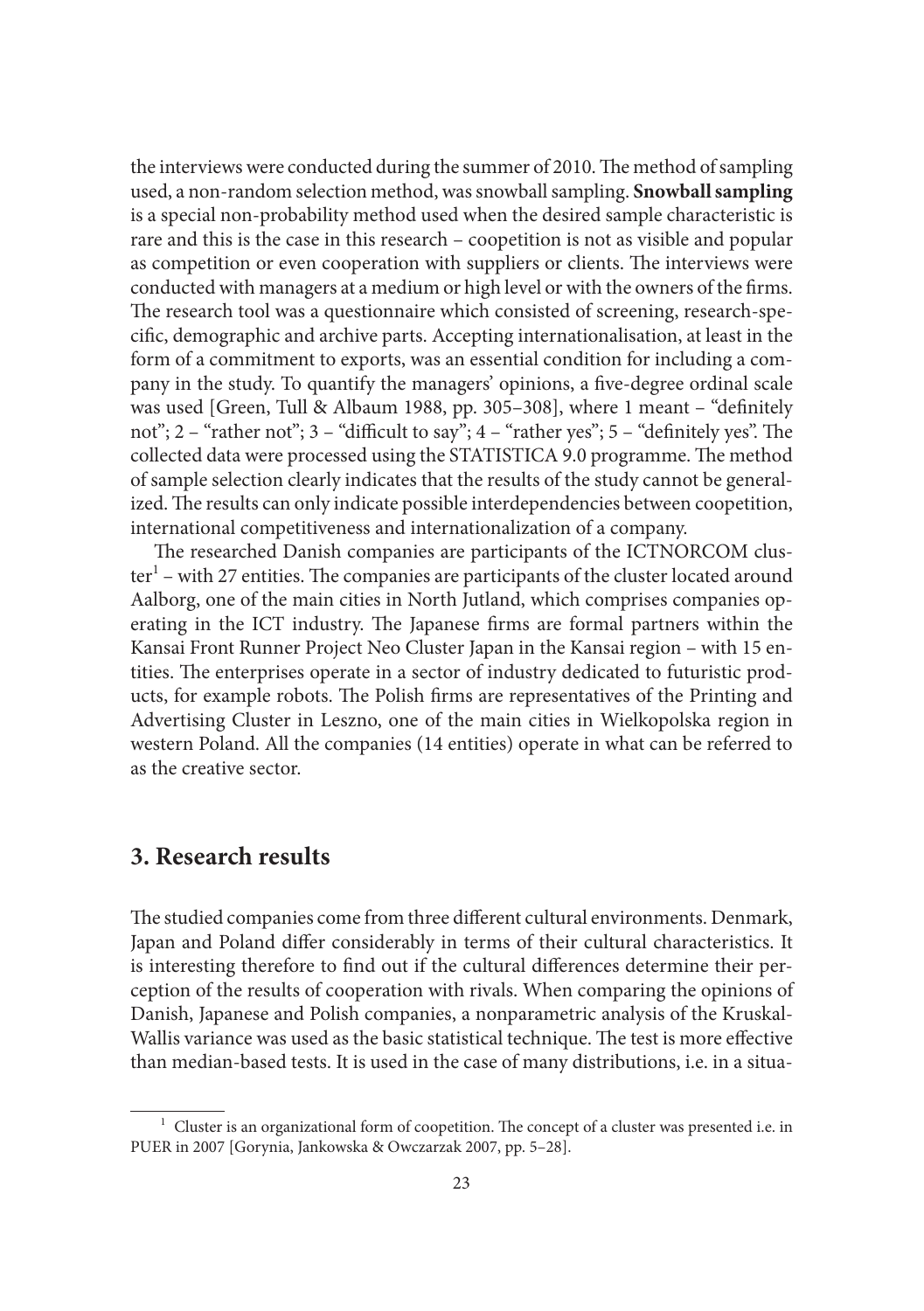the interviews were conducted during the summer of 2010. The method of sampling used, a non-random selection method, was snowball sampling. **Snowball sampling** is a special non-probability method used when the desired sample characteristic is rare and this is the case in this research – coopetition is not as visible and popular as competition or even cooperation with suppliers or clients. The interviews were conducted with managers at a medium or high level or with the owners of the firms. The research tool was a questionnaire which consisted of screening, research-specific, demographic and archive parts. Accepting internationalisation, at least in the form of a commitment to exports, was an essential condition for including a company in the study. To quantify the managers' opinions, a five-degree ordinal scale was used [Green, Tull & Albaum 1988, pp. 305–308], where 1 meant – "definitely not"; 2 – "rather not"; 3 – "difficult to say"; 4 – "rather yes"; 5 – "definitely yes". The collected data were processed using the STATISTICA 9.0 programme. The method of sample selection clearly indicates that the results of the study cannot be generalized. The results can only indicate possible interdependencies between coopetition, international competitiveness and internationalization of a company.

The researched Danish companies are participants of the ICTNORCOM cluster[1] – with 27 entities. The companies are participants of the cluster located around Aalborg, one of the main cities in North Jutland, which comprises companies operating in the ICT industry. The Japanese firms are formal partners within the Kansai Front Runner Project Neo Cluster Japan in the Kansai region – with 15 entities. The enterprises operate in a sector of industry dedicated to futuristic products, for example robots. The Polish firms are representatives of the Printing and Advertising Cluster in Leszno, one of the main cities in Wielkopolska region in western Poland. All the companies (14 entities) operate in what can be referred to as the creative sector.

## 3. Research results

The studied companies come from three different cultural environments. Denmark, Japan and Poland differ considerably in terms of their cultural characteristics. It is interesting therefore to find out if the cultural differences determine their perception of the results of cooperation with rivals. When comparing the opinions of Danish, Japanese and Polish companies, a nonparametric analysis of the Kruskal-Wallis variance was used as the basic statistical technique. The test is more effective than median-based tests. It is used in the case of many distributions, i.e. in a situa-

---

[1] Cluster is an organizational form of coopetition. The concept of a cluster was presented i.e. in PUER in 2007 [Gorynia, Jankowska & Owczarzak 2007, pp. 5–28].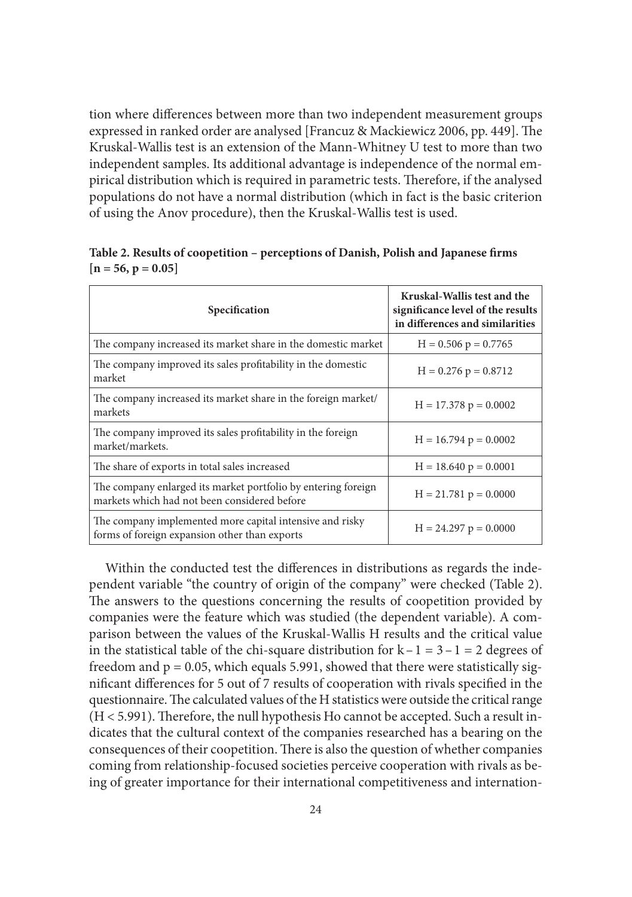tion where differences between more than two independent measurement groups expressed in ranked order are analysed [Francuz & Mackiewicz 2006, pp. 449]. The Kruskal-Wallis test is an extension of the Mann-Whitney U test to more than two independent samples. Its additional advantage is independence of the normal empirical distribution which is required in parametric tests. Therefore, if the analysed populations do not have a normal distribution (which in fact is the basic criterion of using the Anov procedure), then the Kruskal-Wallis test is used.

**Table 2. Results of coopetition – perceptions of Danish, Polish and Japanese firms [n = 56, p = 0.05]**

| Specification | Kruskal-Wallis test and the significance level of the results in differences and similarities |
|---|---|
| The company increased its market share in the domestic market | $H = 0.506$ $p = 0.7765$ |
| The company improved its sales profitability in the domestic market | $H = 0.276$ $p = 0.8712$ |
| The company increased its market share in the foreign market/markets | $H = 17.378$ $p = 0.0002$ |
| The company improved its sales profitability in the foreign market/markets. | $H = 16.794$ $p = 0.0002$ |
| The share of exports in total sales increased | $H = 18.640$ $p = 0.0001$ |
| The company enlarged its market portfolio by entering foreign markets which had not been considered before | $H = 21.781$ $p = 0.0000$ |
| The company implemented more capital intensive and risky forms of foreign expansion other than exports | $H = 24.297$ $p = 0.0000$ |

Within the conducted test the differences in distributions as regards the independent variable "the country of origin of the company" were checked (Table 2). The answers to the questions concerning the results of coopetition provided by companies were the feature which was studied (the dependent variable). A comparison between the values of the Kruskal-Wallis H results and the critical value in the statistical table of the chi-square distribution for $k - 1 = 3 - 1 = 2$ degrees of freedom and $p = 0.05$, which equals 5.991, showed that there were statistically significant differences for 5 out of 7 results of cooperation with rivals specified in the questionnaire. The calculated values of the H statistics were outside the critical range ($H < 5.991$). Therefore, the null hypothesis Ho cannot be accepted. Such a result indicates that the cultural context of the companies researched has a bearing on the consequences of their coopetition. There is also the question of whether companies coming from relationship-focused societies perceive cooperation with rivals as being of greater importance for their international competitiveness and internation-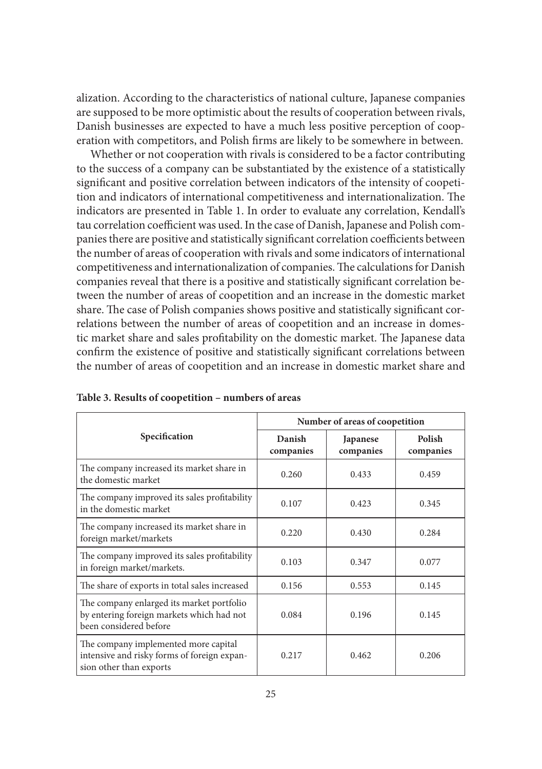alization. According to the characteristics of national culture, Japanese companies are supposed to be more optimistic about the results of cooperation between rivals, Danish businesses are expected to have a much less positive perception of cooperation with competitors, and Polish firms are likely to be somewhere in between.

Whether or not cooperation with rivals is considered to be a factor contributing to the success of a company can be substantiated by the existence of a statistically significant and positive correlation between indicators of the intensity of coopetition and indicators of international competitiveness and internationalization. The indicators are presented in Table 1. In order to evaluate any correlation, Kendall's tau correlation coefficient was used. In the case of Danish, Japanese and Polish companies there are positive and statistically significant correlation coefficients between the number of areas of cooperation with rivals and some indicators of international competitiveness and internationalization of companies. The calculations for Danish companies reveal that there is a positive and statistically significant correlation between the number of areas of coopetition and an increase in the domestic market share. The case of Polish companies shows positive and statistically significant correlations between the number of areas of coopetition and an increase in domestic market share and sales profitability on the domestic market. The Japanese data confirm the existence of positive and statistically significant correlations between the number of areas of coopetition and an increase in domestic market share and

**Table 3. Results of coopetition – numbers of areas**

| Specification | Number of areas of coopetition | | |
|---|---|---|---|
| | Danish companies | Japanese companies | Polish companies |
| The company increased its market share in the domestic market | 0.260 | 0.433 | 0.459 |
| The company improved its sales profitability in the domestic market | 0.107 | 0.423 | 0.345 |
| The company increased its market share in foreign market/markets | 0.220 | 0.430 | 0.284 |
| The company improved its sales profitability in foreign market/markets. | 0.103 | 0.347 | 0.077 |
| The share of exports in total sales increased | 0.156 | 0.553 | 0.145 |
| The company enlarged its market portfolio by entering foreign markets which had not been considered before | 0.084 | 0.196 | 0.145 |
| The company implemented more capital intensive and risky forms of foreign expansion other than exports | 0.217 | 0.462 | 0.206 |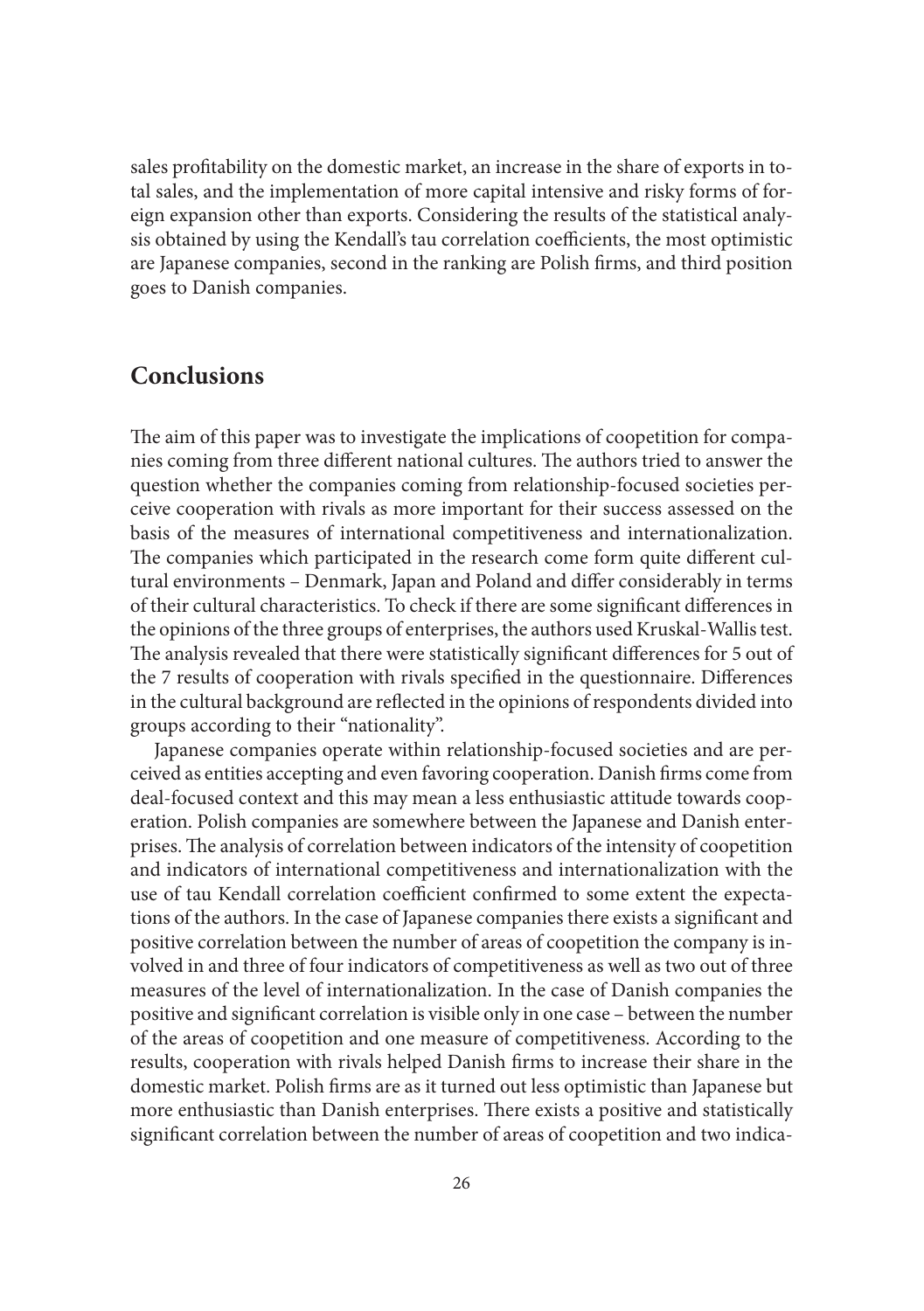sales profitability on the domestic market, an increase in the share of exports in total sales, and the implementation of more capital intensive and risky forms of foreign expansion other than exports. Considering the results of the statistical analysis obtained by using the Kendall's tau correlation coefficients, the most optimistic are Japanese companies, second in the ranking are Polish firms, and third position goes to Danish companies.

## Conclusions

The aim of this paper was to investigate the implications of coopetition for companies coming from three different national cultures. The authors tried to answer the question whether the companies coming from relationship-focused societies perceive cooperation with rivals as more important for their success assessed on the basis of the measures of international competitiveness and internationalization. The companies which participated in the research come form quite different cultural environments – Denmark, Japan and Poland and differ considerably in terms of their cultural characteristics. To check if there are some significant differences in the opinions of the three groups of enterprises, the authors used Kruskal-Wallis test. The analysis revealed that there were statistically significant differences for 5 out of the 7 results of cooperation with rivals specified in the questionnaire. Differences in the cultural background are reflected in the opinions of respondents divided into groups according to their "nationality".

Japanese companies operate within relationship-focused societies and are perceived as entities accepting and even favoring cooperation. Danish firms come from deal-focused context and this may mean a less enthusiastic attitude towards cooperation. Polish companies are somewhere between the Japanese and Danish enterprises. The analysis of correlation between indicators of the intensity of coopetition and indicators of international competitiveness and internationalization with the use of tau Kendall correlation coefficient confirmed to some extent the expectations of the authors. In the case of Japanese companies there exists a significant and positive correlation between the number of areas of coopetition the company is involved in and three of four indicators of competitiveness as well as two out of three measures of the level of internationalization. In the case of Danish companies the positive and significant correlation is visible only in one case – between the number of the areas of coopetition and one measure of competitiveness. According to the results, cooperation with rivals helped Danish firms to increase their share in the domestic market. Polish firms are as it turned out less optimistic than Japanese but more enthusiastic than Danish enterprises. There exists a positive and statistically significant correlation between the number of areas of coopetition and two indica-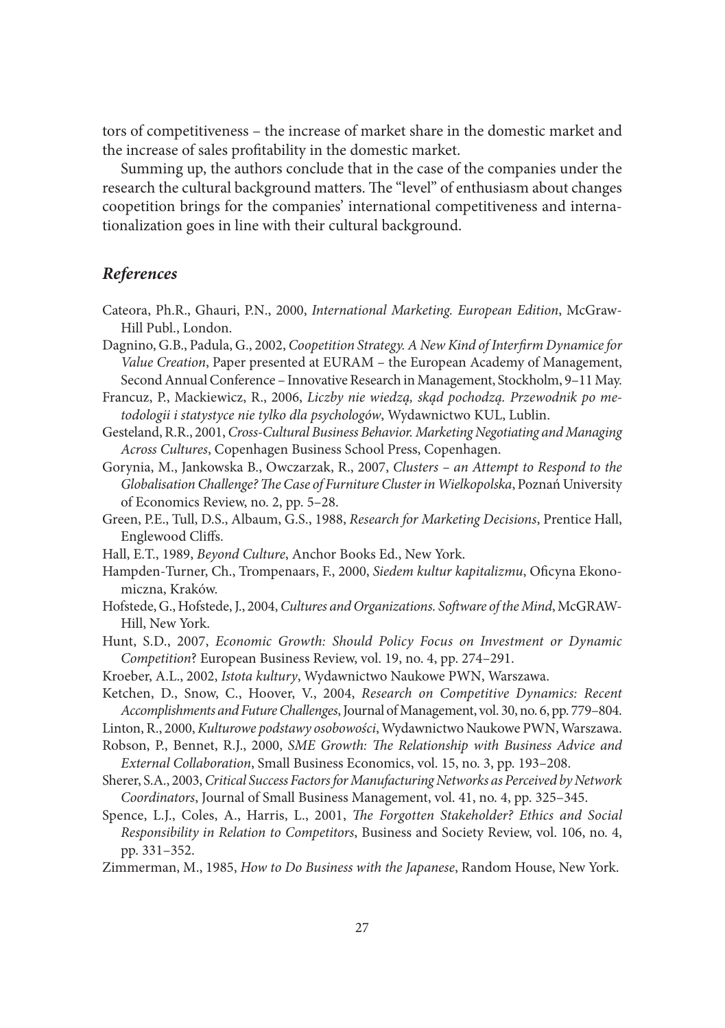tors of competitiveness – the increase of market share in the domestic market and the increase of sales profitability in the domestic market.

Summing up, the authors conclude that in the case of the companies under the research the cultural background matters. The "level" of enthusiasm about changes coopetition brings for the companies' international competitiveness and internationalization goes in line with their cultural background.

### *References*

Cateora, Ph.R., Ghauri, P.N., 2000, *International Marketing. European Edition*, McGraw-Hill Publ., London.

Dagnino, G.B., Padula, G., 2002, *Coopetition Strategy. A New Kind of Interfirm Dynamice for Value Creation*, Paper presented at EURAM – the European Academy of Management, Second Annual Conference – Innovative Research in Management, Stockholm, 9–11 May.

Francuz, P., Mackiewicz, R., 2006, *Liczby nie wiedzą, skąd pochodzą. Przewodnik po metodologii i statystyce nie tylko dla psychologów*, Wydawnictwo KUL, Lublin.

Gesteland, R.R., 2001, *Cross-Cultural Business Behavior. Marketing Negotiating and Managing Across Cultures*, Copenhagen Business School Press, Copenhagen.

Gorynia, M., Jankowska B., Owczarzak, R., 2007, *Clusters – an Attempt to Respond to the Globalisation Challenge? The Case of Furniture Cluster in Wielkopolska*, Poznań University of Economics Review, no. 2, pp. 5–28.

Green, P.E., Tull, D.S., Albaum, G.S., 1988, *Research for Marketing Decisions*, Prentice Hall, Englewood Cliffs.

Hall, E.T., 1989, *Beyond Culture*, Anchor Books Ed., New York.

Hampden-Turner, Ch., Trompenaars, F., 2000, *Siedem kultur kapitalizmu*, Oficyna Ekonomiczna, Kraków.

Hofstede, G., Hofstede, J., 2004, *Cultures and Organizations. Software of the Mind*, McGRAW-Hill, New York.

Hunt, S.D., 2007, *Economic Growth: Should Policy Focus on Investment or Dynamic Competition*? European Business Review, vol. 19, no. 4, pp. 274–291.

Kroeber, A.L., 2002, *Istota kultury*, Wydawnictwo Naukowe PWN, Warszawa.

Ketchen, D., Snow, C., Hoover, V., 2004, *Research on Competitive Dynamics: Recent Accomplishments and Future Challenges*, Journal of Management, vol. 30, no. 6, pp. 779–804.

Linton, R., 2000, *Kulturowe podstawy osobowości*, Wydawnictwo Naukowe PWN, Warszawa.

Robson, P., Bennet, R.J., 2000, *SME Growth: The Relationship with Business Advice and External Collaboration*, Small Business Economics, vol. 15, no. 3, pp. 193–208.

Sherer, S.A., 2003, *Critical Success Factors for Manufacturing Networks as Perceived by Network Coordinators*, Journal of Small Business Management, vol. 41, no. 4, pp. 325–345.

Spence, L.J., Coles, A., Harris, L., 2001, *The Forgotten Stakeholder? Ethics and Social Responsibility in Relation to Competitors*, Business and Society Review, vol. 106, no. 4, pp. 331–352.

Zimmerman, M., 1985, *How to Do Business with the Japanese*, Random House, New York.